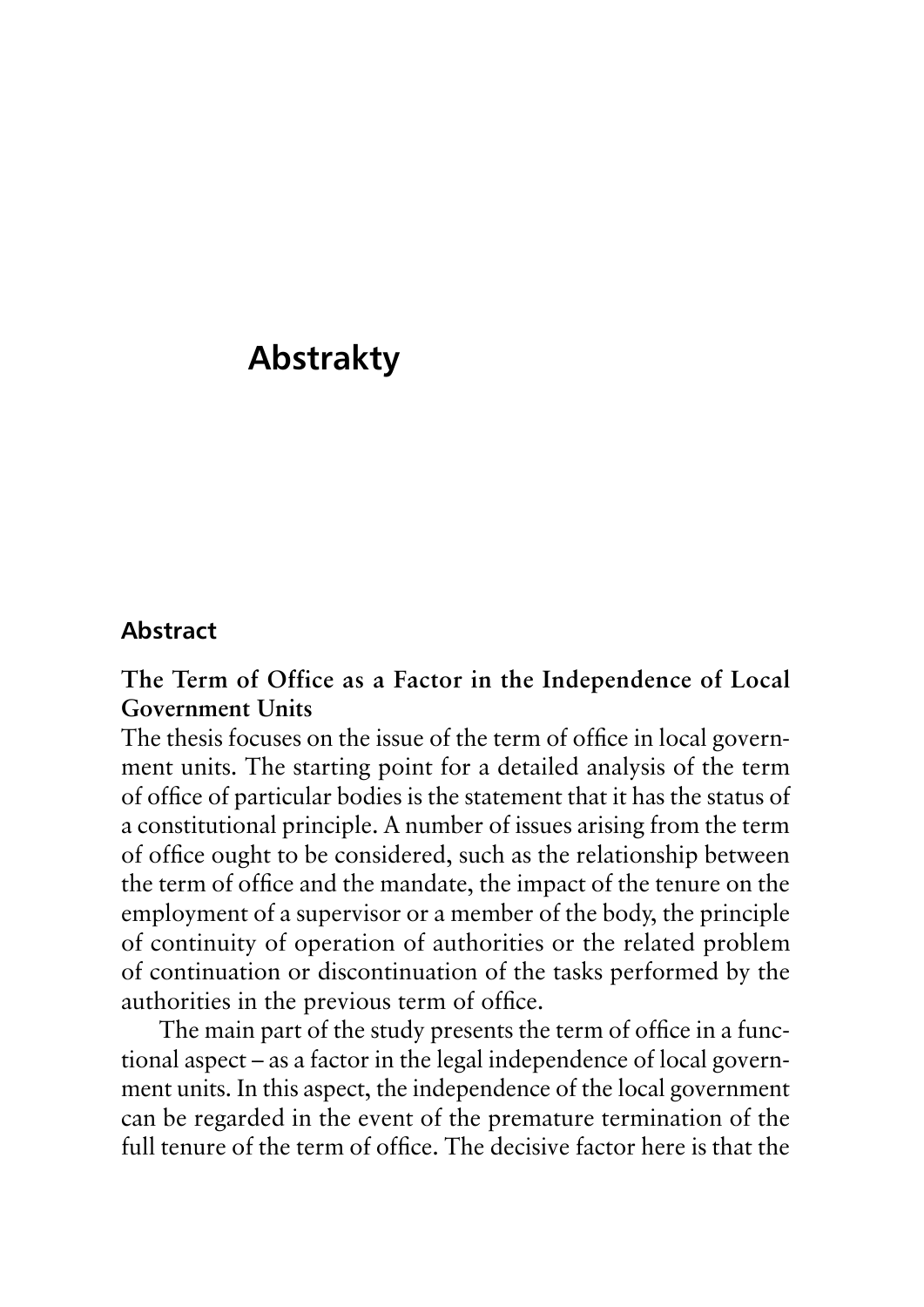# Abstrakty

## Abstract

**The Term of Office as a Factor in the Independence of Local Government Units**

The thesis focuses on the issue of the term of office in local government units. The starting point for a detailed analysis of the term of office of particular bodies is the statement that it has the status of a constitutional principle. A number of issues arising from the term of office ought to be considered, such as the relationship between the term of office and the mandate, the impact of the tenure on the employment of a supervisor or a member of the body, the principle of continuity of operation of authorities or the related problem of continuation or discontinuation of the tasks performed by the authorities in the previous term of office.

The main part of the study presents the term of office in a functional aspect – as a factor in the legal independence of local government units. In this aspect, the independence of the local government can be regarded in the event of the premature termination of the full tenure of the term of office. The decisive factor here is that the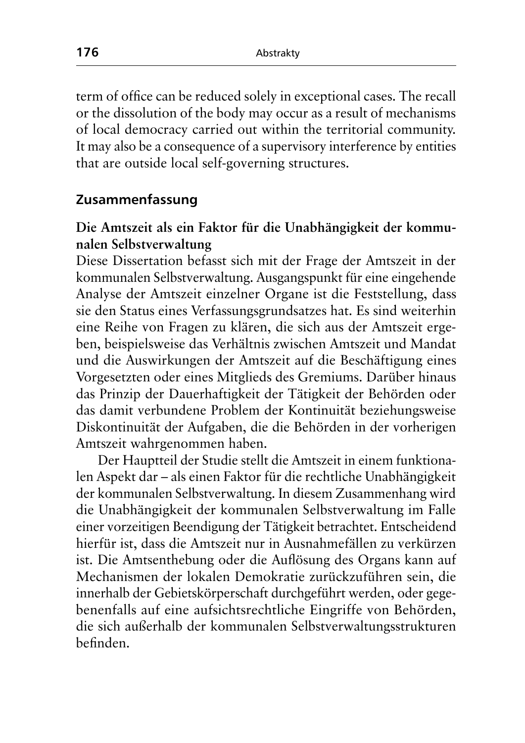term of office can be reduced solely in exceptional cases. The recall or the dissolution of the body may occur as a result of mechanisms of local democracy carried out within the territorial community. It may also be a consequence of a supervisory interference by entities that are outside local self-governing structures.

## Zusammenfassung

### Die Amtszeit als ein Faktor für die Unabhängigkeit der kommunalen Selbstverwaltung

Diese Dissertation befasst sich mit der Frage der Amtszeit in der kommunalen Selbstverwaltung. Ausgangspunkt für eine eingehende Analyse der Amtszeit einzelner Organe ist die Feststellung, dass sie den Status eines Verfassungsgrundsatzes hat. Es sind weiterhin eine Reihe von Fragen zu klären, die sich aus der Amtszeit ergeben, beispielsweise das Verhältnis zwischen Amtszeit und Mandat und die Auswirkungen der Amtszeit auf die Beschäftigung eines Vorgesetzten oder eines Mitglieds des Gremiums. Darüber hinaus das Prinzip der Dauerhaftigkeit der Tätigkeit der Behörden oder das damit verbundene Problem der Kontinuität beziehungsweise Diskontinuität der Aufgaben, die die Behörden in der vorherigen Amtszeit wahrgenommen haben.

Der Hauptteil der Studie stellt die Amtszeit in einem funktionalen Aspekt dar – als einen Faktor für die rechtliche Unabhängigkeit der kommunalen Selbstverwaltung. In diesem Zusammenhang wird die Unabhängigkeit der kommunalen Selbstverwaltung im Falle einer vorzeitigen Beendigung der Tätigkeit betrachtet. Entscheidend hierfür ist, dass die Amtszeit nur in Ausnahmefällen zu verkürzen ist. Die Amtsenthebung oder die Auflösung des Organs kann auf Mechanismen der lokalen Demokratie zurückzuführen sein, die innerhalb der Gebietskörperschaft durchgeführt werden, oder gegebenenfalls auf eine aufsichtsrechtliche Eingriffe von Behörden, die sich außerhalb der kommunalen Selbstverwaltungsstrukturen befinden.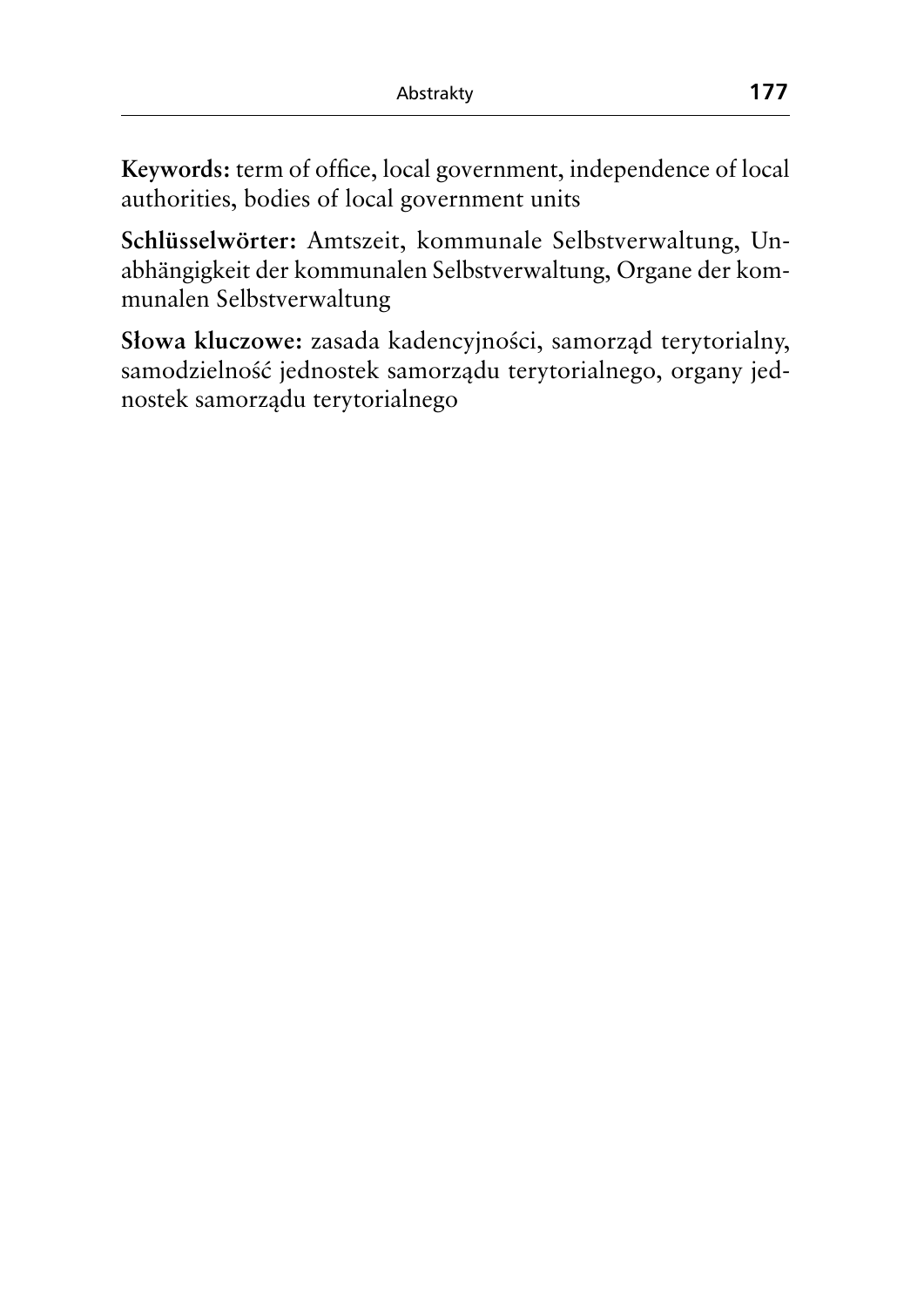**Keywords:** term of office, local government, independence of local authorities, bodies of local government units

**Schlüsselwörter:** Amtszeit, kommunale Selbstverwaltung, Unabhängigkeit der kommunalen Selbstverwaltung, Organe der kommunalen Selbstverwaltung

**Słowa kluczowe:** zasada kadencyjności, samorząd terytorialny, samodzielność jednostek samorządu terytorialnego, organy jednostek samorządu terytorialnego